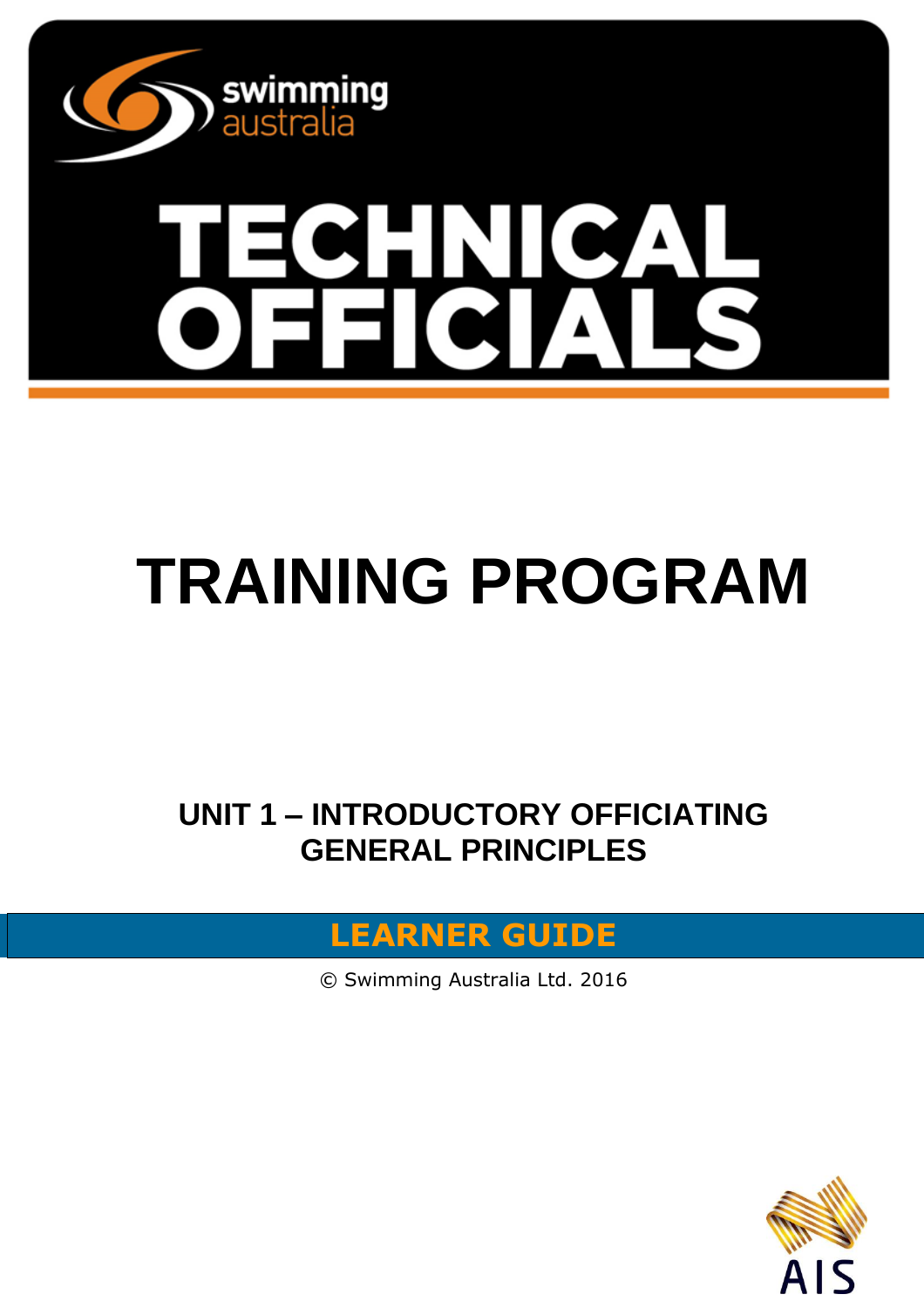swimming australia

# TECHNICAL OFFICIALS

# TRAINING PROGRAM

## UNIT 1 – INTRODUCTORY OFFICIATING GENERAL PRINCIPLES

**LEARNER GUIDE**

© Swimming Australia Ltd. 2016

AIS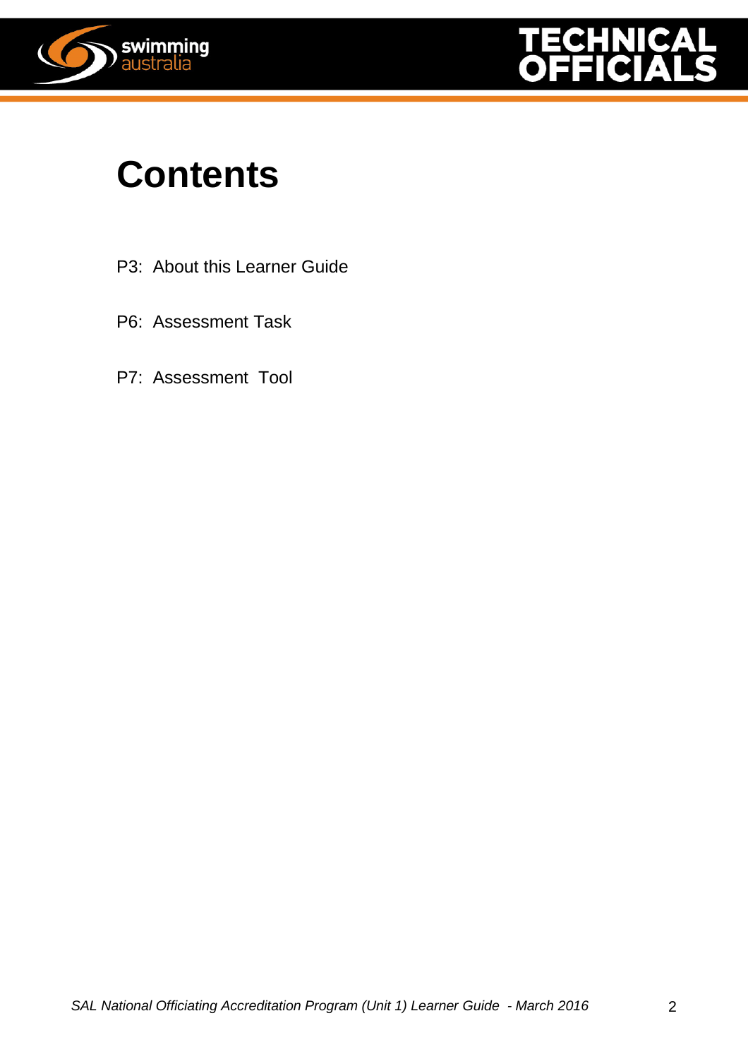# Contents

P3: About this Learner Guide

P6: Assessment Task

P7: Assessment Tool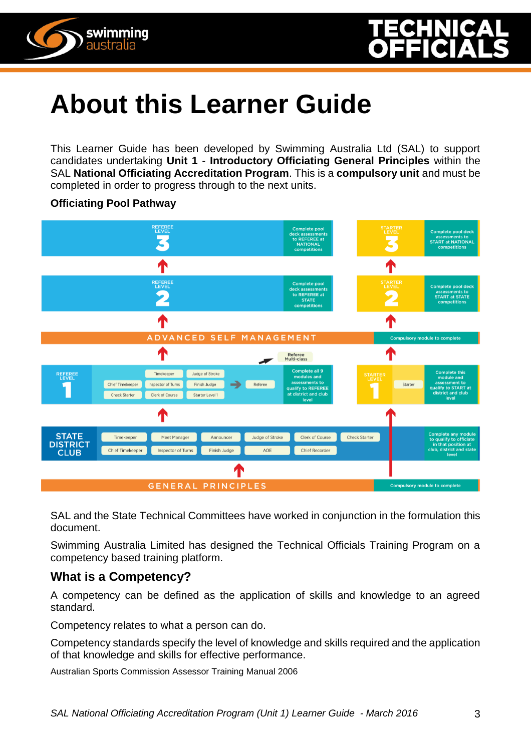# About this Learner Guide

This Learner Guide has been developed by Swimming Australia Ltd (SAL) to support candidates undertaking **Unit 1** - **Introductory Officiating General Principles** within the SAL **National Officiating Accreditation Program**. This is a **compulsory unit** and must be completed in order to progress through to the next units.

**Officiating Pool Pathway**

REFEREE LEVEL 3 — Complete pool deck assessments to REFEREE at NATIONAL competitions

STARTER LEVEL 3 — Complete pool deck assessments to START at NATIONAL competitions

REFEREE LEVEL 2 — Complete pool deck assessments to REFEREE at STATE competitions

STARTER LEVEL 2 — Complete pool deck assessments to START at STATE competitions

ADVANCED SELF MANAGEMENT — Compulsory module to complete

Referee Multi-class

REFEREE LEVEL 1 — Timekeeper, Judge of Stroke, Chief Timekeeper, Inspector of Turns, Finish Judge, Check Starter, Clerk of Course, Starter Level 1 → Referee — Complete all 9 modules and assessments to qualify to REFEREE at district and club level

STARTER LEVEL 1 — Starter — Complete this module and assessment to qualify to START at district and club level

STATE DISTRICT CLUB — Timekeeper, Meet Manager, Announcer, Judge of Stroke, Clerk of Course, Check Starter, Chief Timekeeper, Inspector of Turns, Finish Judge, AOE, Chief Recorder — Complete any module to qualify to officiate in that position at club, district and state level

GENERAL PRINCIPLES — Compulsory module to complete

SAL and the State Technical Committees have worked in conjunction in the formulation this document.

Swimming Australia Limited has designed the Technical Officials Training Program on a competency based training platform.

## What is a Competency?

A competency can be defined as the application of skills and knowledge to an agreed standard.

Competency relates to what a person can do.

Competency standards specify the level of knowledge and skills required and the application of that knowledge and skills for effective performance.

Australian Sports Commission Assessor Training Manual 2006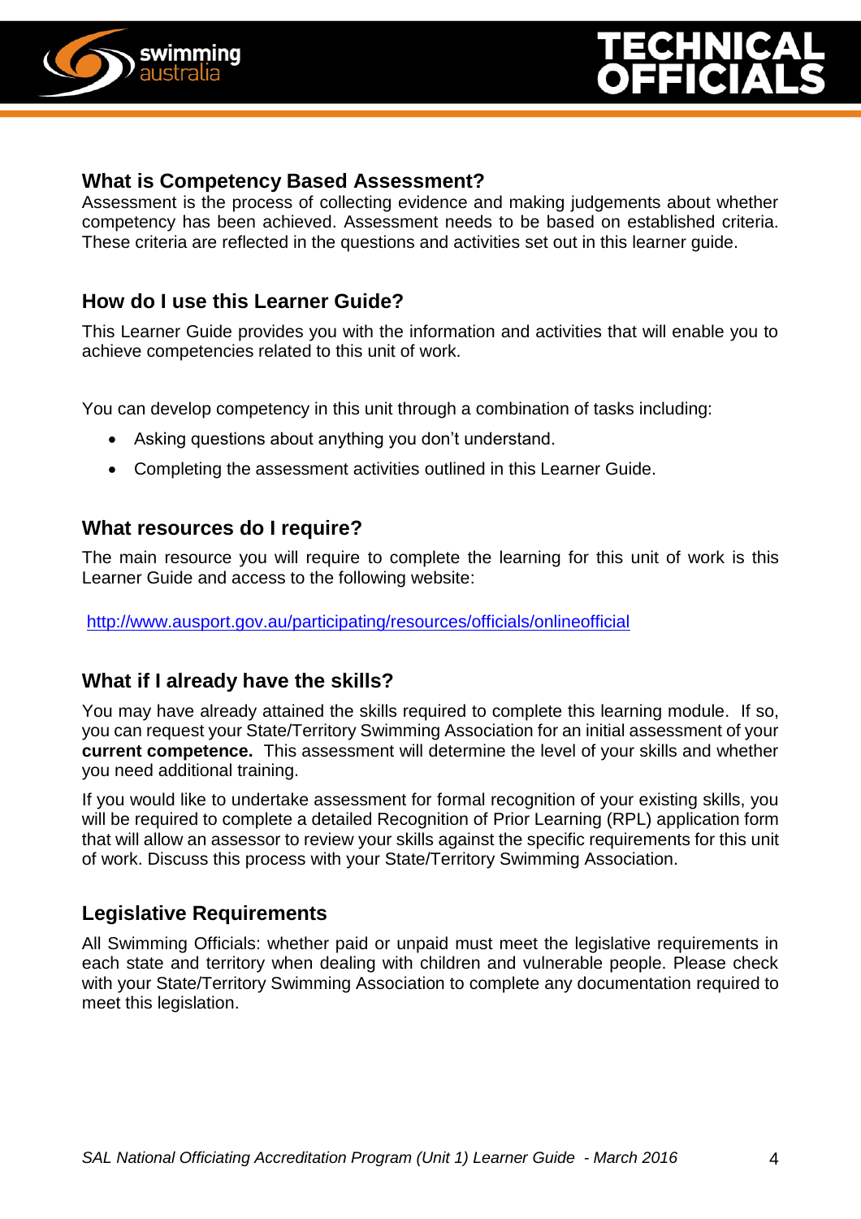## What is Competency Based Assessment?

Assessment is the process of collecting evidence and making judgements about whether competency has been achieved. Assessment needs to be based on established criteria. These criteria are reflected in the questions and activities set out in this learner guide.

## How do I use this Learner Guide?

This Learner Guide provides you with the information and activities that will enable you to achieve competencies related to this unit of work.

You can develop competency in this unit through a combination of tasks including:

- Asking questions about anything you don't understand.
- Completing the assessment activities outlined in this Learner Guide.

## What resources do I require?

The main resource you will require to complete the learning for this unit of work is this Learner Guide and access to the following website:

http://www.ausport.gov.au/participating/resources/officials/onlineofficial

## What if I already have the skills?

You may have already attained the skills required to complete this learning module. If so, you can request your State/Territory Swimming Association for an initial assessment of your **current competence.** This assessment will determine the level of your skills and whether you need additional training.

If you would like to undertake assessment for formal recognition of your existing skills, you will be required to complete a detailed Recognition of Prior Learning (RPL) application form that will allow an assessor to review your skills against the specific requirements for this unit of work. Discuss this process with your State/Territory Swimming Association.

## Legislative Requirements

All Swimming Officials: whether paid or unpaid must meet the legislative requirements in each state and territory when dealing with children and vulnerable people. Please check with your State/Territory Swimming Association to complete any documentation required to meet this legislation.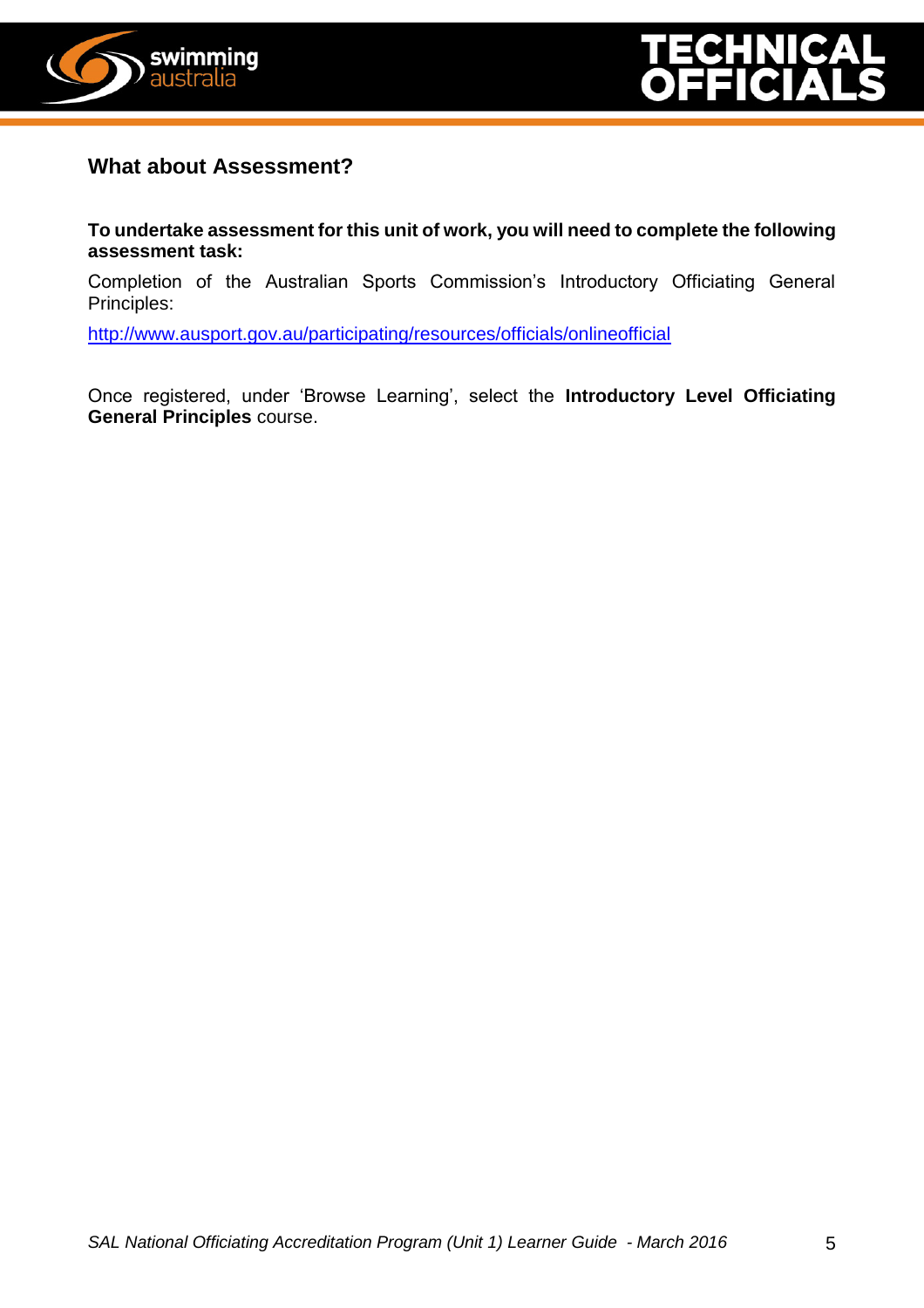## What about Assessment?

**To undertake assessment for this unit of work, you will need to complete the following assessment task:**

Completion of the Australian Sports Commission's Introductory Officiating General Principles:

http://www.ausport.gov.au/participating/resources/officials/onlineofficial

Once registered, under 'Browse Learning', select the **Introductory Level Officiating General Principles** course.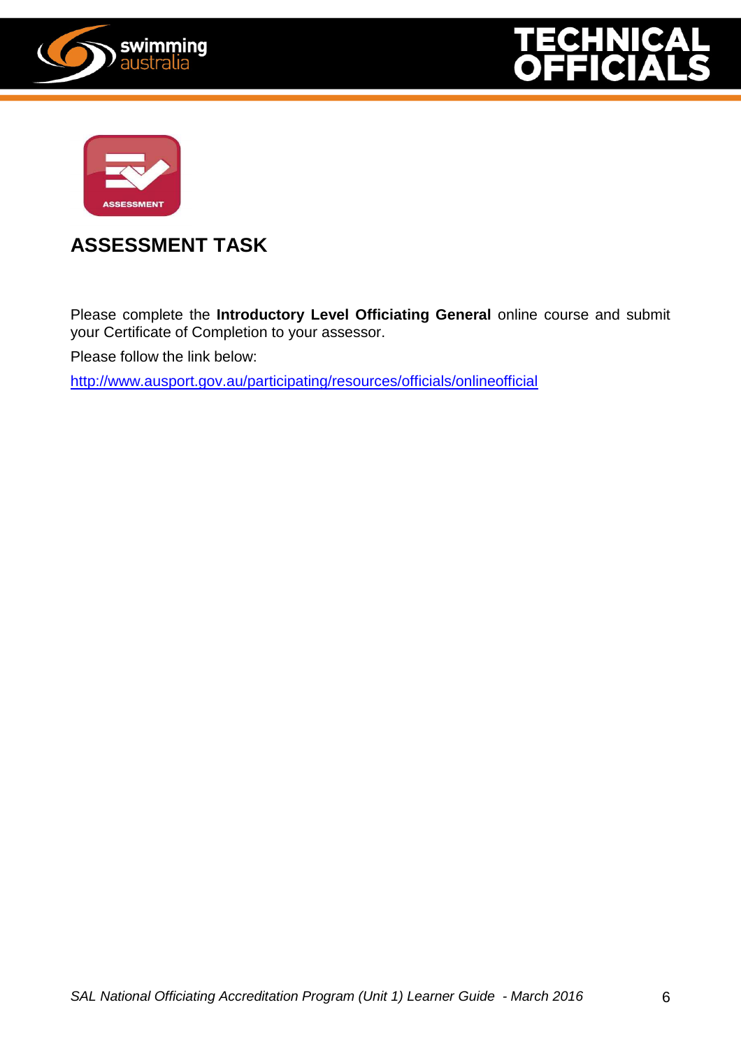## ASSESSMENT TASK

Please complete the **Introductory Level Officiating General** online course and submit your Certificate of Completion to your assessor.

Please follow the link below:

http://www.ausport.gov.au/participating/resources/officials/onlineofficial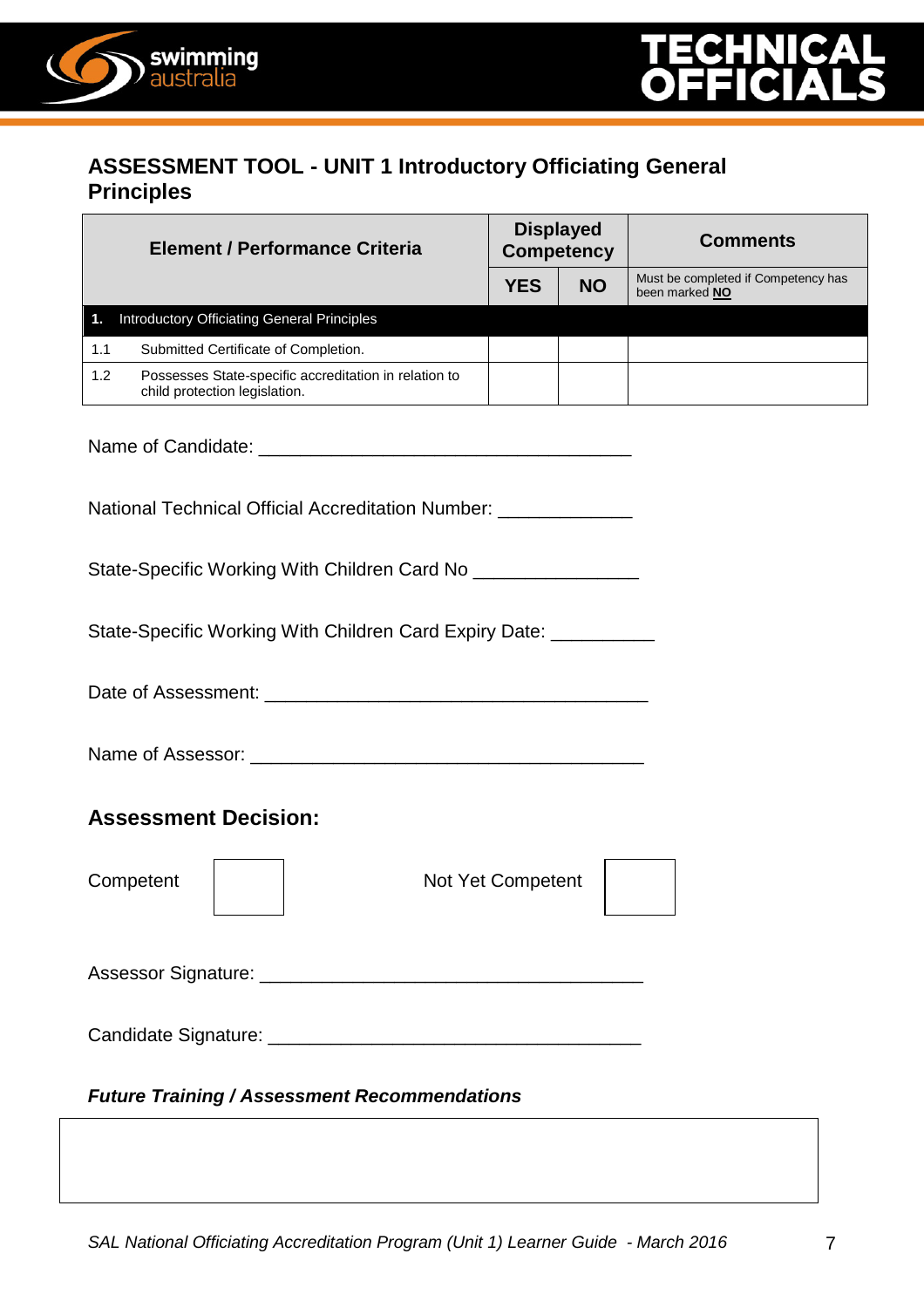## ASSESSMENT TOOL - UNIT 1 Introductory Officiating General Principles

| Element / Performance Criteria | | Displayed Competency | | Comments |
|---|---|---|---|---|
| | | **YES** | **NO** | Must be completed if Competency has been marked **NO** |
| **1.** | Introductory Officiating General Principles | | | |
| 1.1 | Submitted Certificate of Completion. | | | |
| 1.2 | Possesses State-specific accreditation in relation to child protection legislation. | | | |

Name of Candidate: ____________________________________

National Technical Official Accreditation Number: _____________

State-Specific Working With Children Card No ________________

State-Specific Working With Children Card Expiry Date: __________

Date of Assessment: ______________________________________

Name of Assessor: _______________________________________

### Assessment Decision:

Competent ☐ Not Yet Competent ☐

Assessor Signature: ______________________________________

Candidate Signature: _____________________________________

***Future Training / Assessment Recommendations***

*SAL National Officiating Accreditation Program (Unit 1) Learner Guide - March 2016*